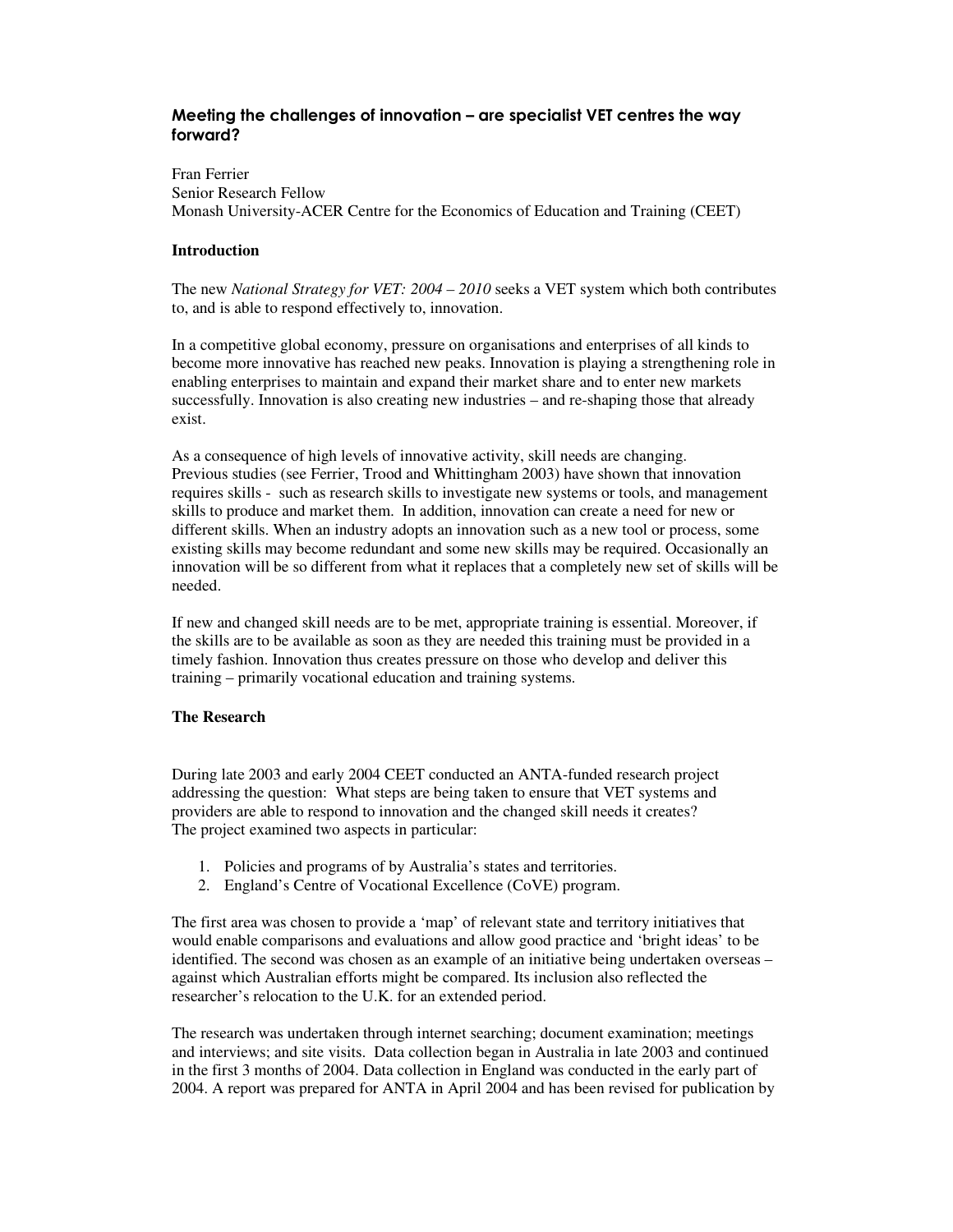# Meeting the challenges of innovation – are specialist VET centres the way forward?

Fran Ferrier
Senior Research Fellow
Monash University-ACER Centre for the Economics of Education and Training (CEET)

## Introduction

The new *National Strategy for VET: 2004 – 2010* seeks a VET system which both contributes to, and is able to respond effectively to, innovation.

In a competitive global economy, pressure on organisations and enterprises of all kinds to become more innovative has reached new peaks. Innovation is playing a strengthening role in enabling enterprises to maintain and expand their market share and to enter new markets successfully. Innovation is also creating new industries – and re-shaping those that already exist.

As a consequence of high levels of innovative activity, skill needs are changing. Previous studies (see Ferrier, Trood and Whittingham 2003) have shown that innovation requires skills - such as research skills to investigate new systems or tools, and management skills to produce and market them. In addition, innovation can create a need for new or different skills. When an industry adopts an innovation such as a new tool or process, some existing skills may become redundant and some new skills may be required. Occasionally an innovation will be so different from what it replaces that a completely new set of skills will be needed.

If new and changed skill needs are to be met, appropriate training is essential. Moreover, if the skills are to be available as soon as they are needed this training must be provided in a timely fashion. Innovation thus creates pressure on those who develop and deliver this training – primarily vocational education and training systems.

## The Research

During late 2003 and early 2004 CEET conducted an ANTA-funded research project addressing the question: What steps are being taken to ensure that VET systems and providers are able to respond to innovation and the changed skill needs it creates? The project examined two aspects in particular:

1. Policies and programs of by Australia's states and territories.
2. England's Centre of Vocational Excellence (CoVE) program.

The first area was chosen to provide a 'map' of relevant state and territory initiatives that would enable comparisons and evaluations and allow good practice and 'bright ideas' to be identified. The second was chosen as an example of an initiative being undertaken overseas – against which Australian efforts might be compared. Its inclusion also reflected the researcher's relocation to the U.K. for an extended period.

The research was undertaken through internet searching; document examination; meetings and interviews; and site visits. Data collection began in Australia in late 2003 and continued in the first 3 months of 2004. Data collection in England was conducted in the early part of 2004. A report was prepared for ANTA in April 2004 and has been revised for publication by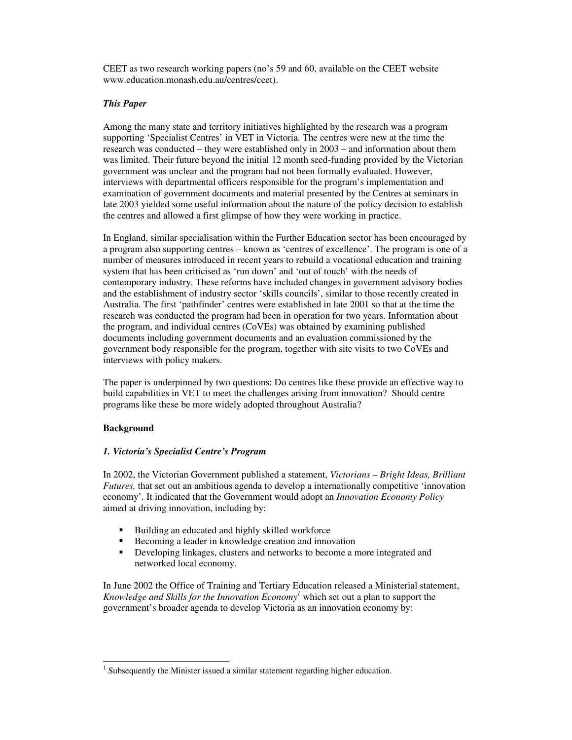CEET as two research working papers (no's 59 and 60, available on the CEET website www.education.monash.edu.au/centres/ceet).

***This Paper***

Among the many state and territory initiatives highlighted by the research was a program supporting 'Specialist Centres' in VET in Victoria. The centres were new at the time the research was conducted – they were established only in 2003 – and information about them was limited. Their future beyond the initial 12 month seed-funding provided by the Victorian government was unclear and the program had not been formally evaluated. However, interviews with departmental officers responsible for the program's implementation and examination of government documents and material presented by the Centres at seminars in late 2003 yielded some useful information about the nature of the policy decision to establish the centres and allowed a first glimpse of how they were working in practice.

In England, similar specialisation within the Further Education sector has been encouraged by a program also supporting centres – known as 'centres of excellence'. The program is one of a number of measures introduced in recent years to rebuild a vocational education and training system that has been criticised as 'run down' and 'out of touch' with the needs of contemporary industry. These reforms have included changes in government advisory bodies and the establishment of industry sector 'skills councils', similar to those recently created in Australia. The first 'pathfinder' centres were established in late 2001 so that at the time the research was conducted the program had been in operation for two years. Information about the program, and individual centres (CoVEs) was obtained by examining published documents including government documents and an evaluation commissioned by the government body responsible for the program, together with site visits to two CoVEs and interviews with policy makers.

The paper is underpinned by two questions: Do centres like these provide an effective way to build capabilities in VET to meet the challenges arising from innovation? Should centre programs like these be more widely adopted throughout Australia?

## Background

### *1. Victoria's Specialist Centre's Program*

In 2002, the Victorian Government published a statement, *Victorians – Bright Ideas, Brilliant Futures,* that set out an ambitious agenda to develop a internationally competitive 'innovation economy'. It indicated that the Government would adopt an *Innovation Economy Policy* aimed at driving innovation, including by:

- Building an educated and highly skilled workforce
- Becoming a leader in knowledge creation and innovation
- Developing linkages, clusters and networks to become a more integrated and networked local economy.

In June 2002 the Office of Training and Tertiary Education released a Ministerial statement, *Knowledge and Skills for the Innovation Economy*[1] which set out a plan to support the government's broader agenda to develop Victoria as an innovation economy by:

---

[1] Subsequently the Minister issued a similar statement regarding higher education.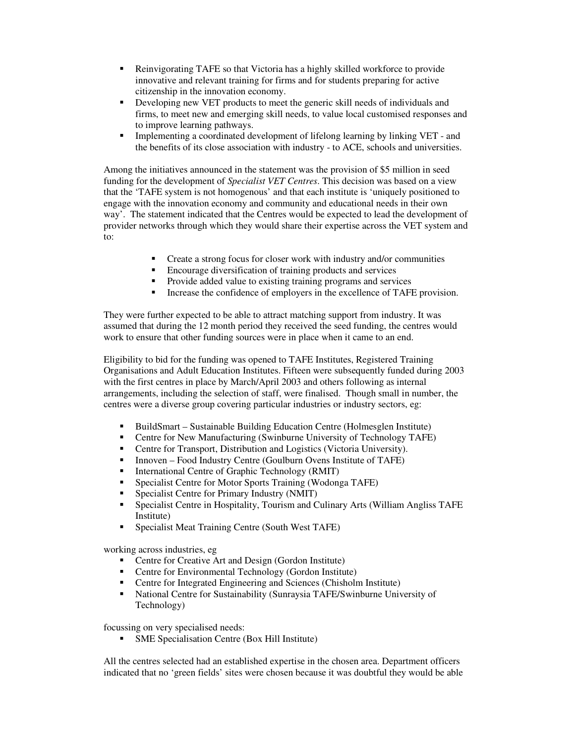- Reinvigorating TAFE so that Victoria has a highly skilled workforce to provide innovative and relevant training for firms and for students preparing for active citizenship in the innovation economy.
- Developing new VET products to meet the generic skill needs of individuals and firms, to meet new and emerging skill needs, to value local customised responses and to improve learning pathways.
- Implementing a coordinated development of lifelong learning by linking VET - and the benefits of its close association with industry - to ACE, schools and universities.

Among the initiatives announced in the statement was the provision of $5 million in seed funding for the development of *Specialist VET Centres*. This decision was based on a view that the 'TAFE system is not homogenous' and that each institute is 'uniquely positioned to engage with the innovation economy and community and educational needs in their own way'. The statement indicated that the Centres would be expected to lead the development of provider networks through which they would share their expertise across the VET system and to:

- Create a strong focus for closer work with industry and/or communities
- Encourage diversification of training products and services
- Provide added value to existing training programs and services
- Increase the confidence of employers in the excellence of TAFE provision.

They were further expected to be able to attract matching support from industry. It was assumed that during the 12 month period they received the seed funding, the centres would work to ensure that other funding sources were in place when it came to an end.

Eligibility to bid for the funding was opened to TAFE Institutes, Registered Training Organisations and Adult Education Institutes. Fifteen were subsequently funded during 2003 with the first centres in place by March/April 2003 and others following as internal arrangements, including the selection of staff, were finalised. Though small in number, the centres were a diverse group covering particular industries or industry sectors, eg:

- BuildSmart – Sustainable Building Education Centre (Holmesglen Institute)
- Centre for New Manufacturing (Swinburne University of Technology TAFE)
- Centre for Transport, Distribution and Logistics (Victoria University).
- Innoven – Food Industry Centre (Goulburn Ovens Institute of TAFE)
- International Centre of Graphic Technology (RMIT)
- Specialist Centre for Motor Sports Training (Wodonga TAFE)
- Specialist Centre for Primary Industry (NMIT)
- Specialist Centre in Hospitality, Tourism and Culinary Arts (William Angliss TAFE Institute)
- Specialist Meat Training Centre (South West TAFE)

working across industries, eg

- Centre for Creative Art and Design (Gordon Institute)
- Centre for Environmental Technology (Gordon Institute)
- Centre for Integrated Engineering and Sciences (Chisholm Institute)
- National Centre for Sustainability (Sunraysia TAFE/Swinburne University of Technology)

focussing on very specialised needs:

- SME Specialisation Centre (Box Hill Institute)

All the centres selected had an established expertise in the chosen area. Department officers indicated that no 'green fields' sites were chosen because it was doubtful they would be able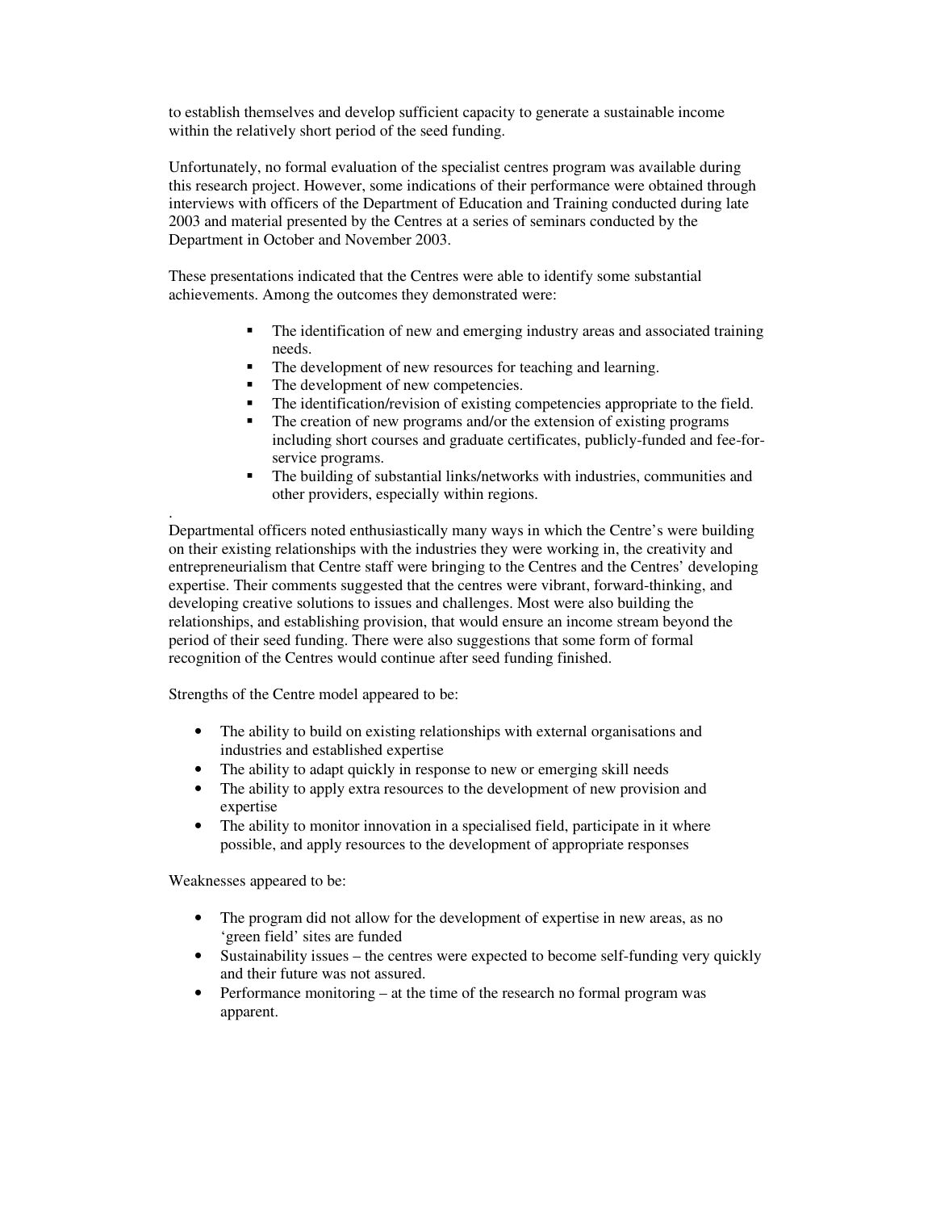to establish themselves and develop sufficient capacity to generate a sustainable income within the relatively short period of the seed funding.

Unfortunately, no formal evaluation of the specialist centres program was available during this research project. However, some indications of their performance were obtained through interviews with officers of the Department of Education and Training conducted during late 2003 and material presented by the Centres at a series of seminars conducted by the Department in October and November 2003.

These presentations indicated that the Centres were able to identify some substantial achievements. Among the outcomes they demonstrated were:

- The identification of new and emerging industry areas and associated training needs.
- The development of new resources for teaching and learning.
- The development of new competencies.
- The identification/revision of existing competencies appropriate to the field.
- The creation of new programs and/or the extension of existing programs including short courses and graduate certificates, publicly-funded and fee-for-service programs.
- The building of substantial links/networks with industries, communities and other providers, especially within regions.

.
Departmental officers noted enthusiastically many ways in which the Centre's were building on their existing relationships with the industries they were working in, the creativity and entrepreneurialism that Centre staff were bringing to the Centres and the Centres' developing expertise. Their comments suggested that the centres were vibrant, forward-thinking, and developing creative solutions to issues and challenges. Most were also building the relationships, and establishing provision, that would ensure an income stream beyond the period of their seed funding. There were also suggestions that some form of formal recognition of the Centres would continue after seed funding finished.

Strengths of the Centre model appeared to be:

- The ability to build on existing relationships with external organisations and industries and established expertise
- The ability to adapt quickly in response to new or emerging skill needs
- The ability to apply extra resources to the development of new provision and expertise
- The ability to monitor innovation in a specialised field, participate in it where possible, and apply resources to the development of appropriate responses

Weaknesses appeared to be:

- The program did not allow for the development of expertise in new areas, as no 'green field' sites are funded
- Sustainability issues – the centres were expected to become self-funding very quickly and their future was not assured.
- Performance monitoring – at the time of the research no formal program was apparent.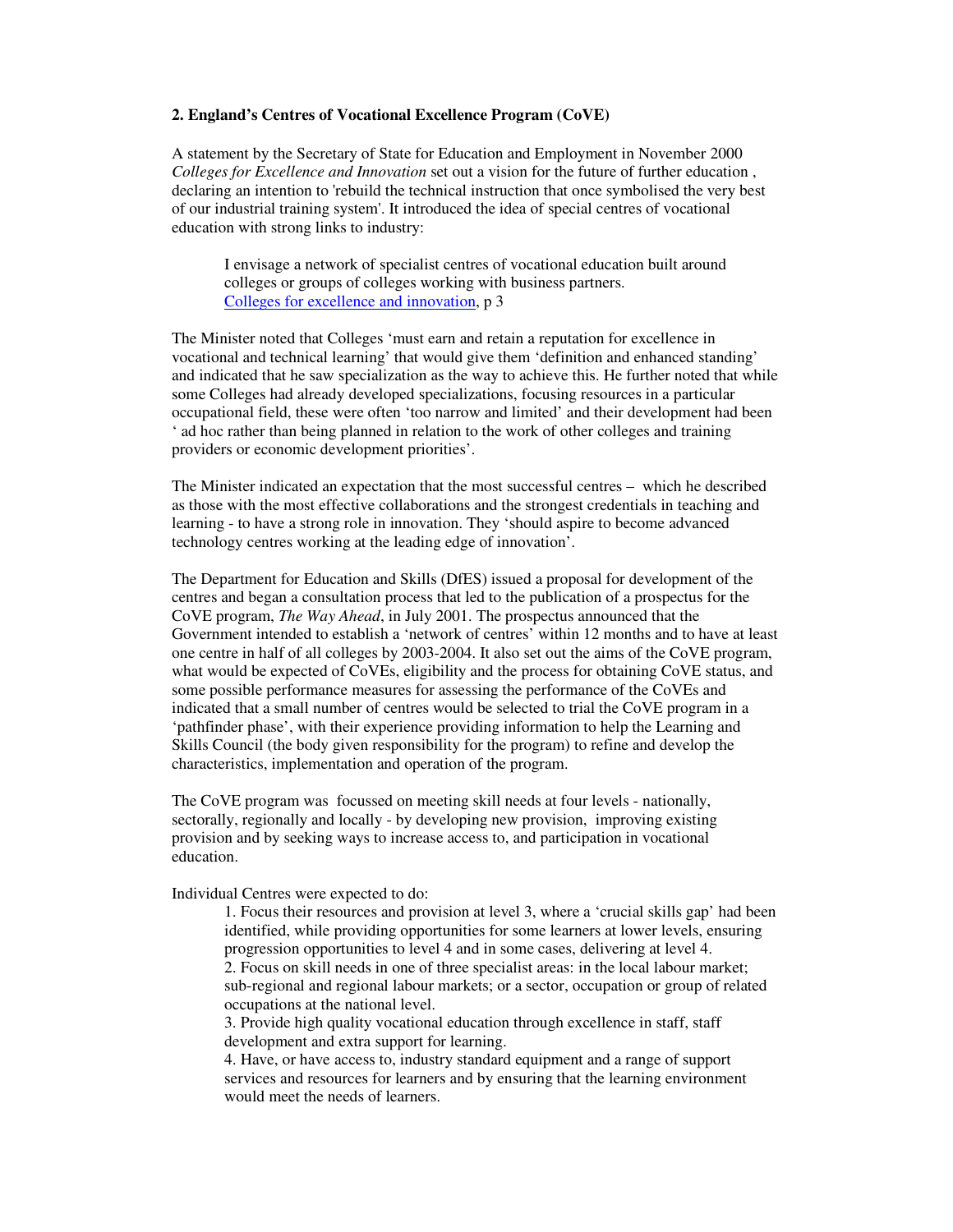**2. England's Centres of Vocational Excellence Program (CoVE)**

A statement by the Secretary of State for Education and Employment in November 2000 *Colleges for Excellence and Innovation* set out a vision for the future of further education , declaring an intention to 'rebuild the technical instruction that once symbolised the very best of our industrial training system'. It introduced the idea of special centres of vocational education with strong links to industry:

> I envisage a network of specialist centres of vocational education built around colleges or groups of colleges working with business partners.
> Colleges for excellence and innovation, p 3

The Minister noted that Colleges 'must earn and retain a reputation for excellence in vocational and technical learning' that would give them 'definition and enhanced standing' and indicated that he saw specialization as the way to achieve this. He further noted that while some Colleges had already developed specializations, focusing resources in a particular occupational field, these were often 'too narrow and limited' and their development had been ' ad hoc rather than being planned in relation to the work of other colleges and training providers or economic development priorities'.

The Minister indicated an expectation that the most successful centres – which he described as those with the most effective collaborations and the strongest credentials in teaching and learning - to have a strong role in innovation. They 'should aspire to become advanced technology centres working at the leading edge of innovation'.

The Department for Education and Skills (DfES) issued a proposal for development of the centres and began a consultation process that led to the publication of a prospectus for the CoVE program, *The Way Ahead*, in July 2001. The prospectus announced that the Government intended to establish a 'network of centres' within 12 months and to have at least one centre in half of all colleges by 2003-2004. It also set out the aims of the CoVE program, what would be expected of CoVEs, eligibility and the process for obtaining CoVE status, and some possible performance measures for assessing the performance of the CoVEs and indicated that a small number of centres would be selected to trial the CoVE program in a 'pathfinder phase', with their experience providing information to help the Learning and Skills Council (the body given responsibility for the program) to refine and develop the characteristics, implementation and operation of the program.

The CoVE program was focussed on meeting skill needs at four levels - nationally, sectorally, regionally and locally - by developing new provision, improving existing provision and by seeking ways to increase access to, and participation in vocational education.

Individual Centres were expected to do:

1. Focus their resources and provision at level 3, where a 'crucial skills gap' had been identified, while providing opportunities for some learners at lower levels, ensuring progression opportunities to level 4 and in some cases, delivering at level 4.
2. Focus on skill needs in one of three specialist areas: in the local labour market; sub-regional and regional labour markets; or a sector, occupation or group of related occupations at the national level.
3. Provide high quality vocational education through excellence in staff, staff development and extra support for learning.
4. Have, or have access to, industry standard equipment and a range of support services and resources for learners and by ensuring that the learning environment would meet the needs of learners.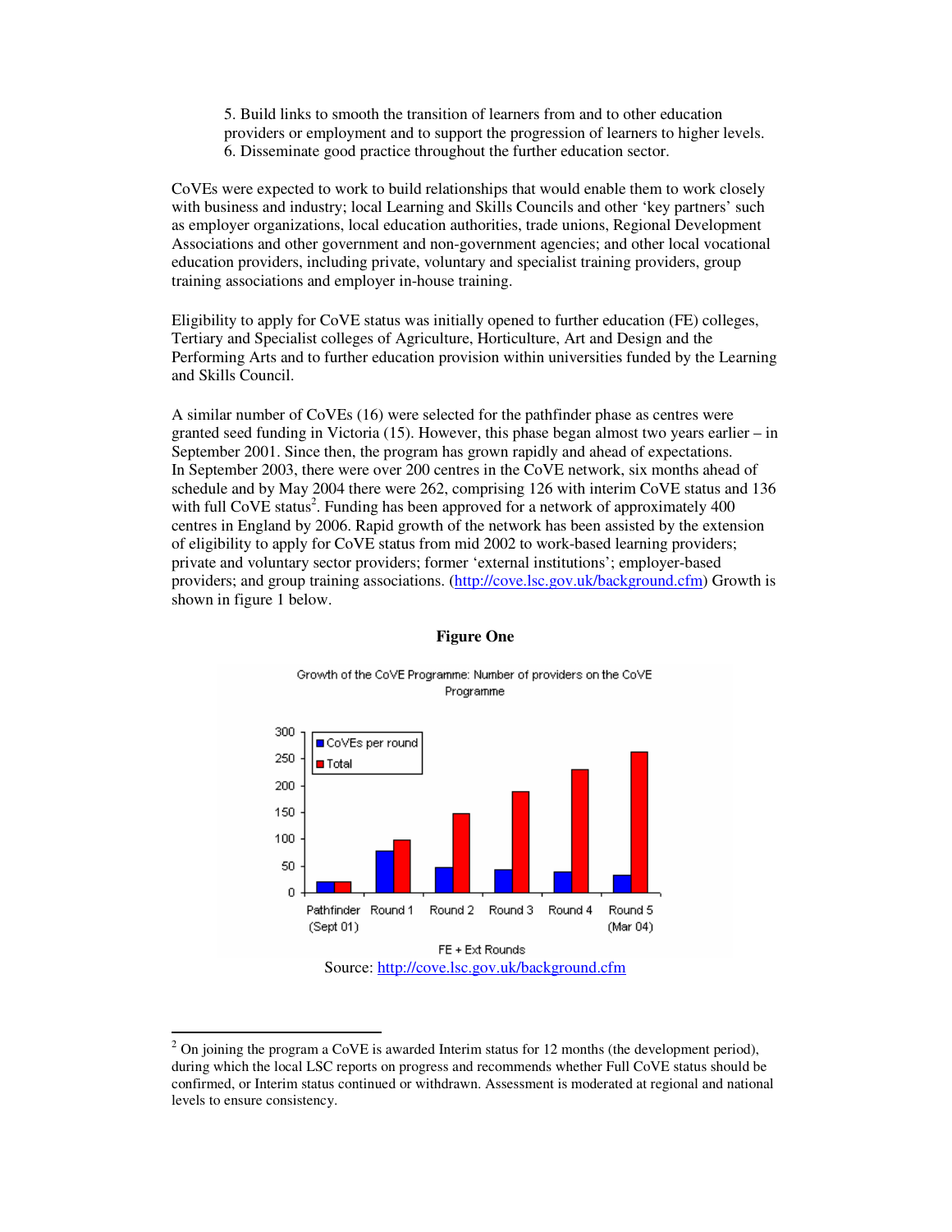5. Build links to smooth the transition of learners from and to other education providers or employment and to support the progression of learners to higher levels.
6. Disseminate good practice throughout the further education sector.

CoVEs were expected to work to build relationships that would enable them to work closely with business and industry; local Learning and Skills Councils and other 'key partners' such as employer organizations, local education authorities, trade unions, Regional Development Associations and other government and non-government agencies; and other local vocational education providers, including private, voluntary and specialist training providers, group training associations and employer in-house training.

Eligibility to apply for CoVE status was initially opened to further education (FE) colleges, Tertiary and Specialist colleges of Agriculture, Horticulture, Art and Design and the Performing Arts and to further education provision within universities funded by the Learning and Skills Council.

A similar number of CoVEs (16) were selected for the pathfinder phase as centres were granted seed funding in Victoria (15). However, this phase began almost two years earlier – in September 2001. Since then, the program has grown rapidly and ahead of expectations. In September 2003, there were over 200 centres in the CoVE network, six months ahead of schedule and by May 2004 there were 262, comprising 126 with interim CoVE status and 136 with full CoVE status[2]. Funding has been approved for a network of approximately 400 centres in England by 2006. Rapid growth of the network has been assisted by the extension of eligibility to apply for CoVE status from mid 2002 to work-based learning providers; private and voluntary sector providers; former 'external institutions'; employer-based providers; and group training associations. (http://cove.lsc.gov.uk/background.cfm) Growth is shown in figure 1 below.

**Figure One**

Growth of the CoVE Programme: Number of providers on the CoVE Programme

CoVEs per round
Total

0
50
100
150
200
250
300

Pathfinder (Sept 01)
Round 1
Round 2
Round 3
Round 4
Round 5 (Mar 04)

FE + Ext Rounds

Source: http://cove.lsc.gov.uk/background.cfm

[2] On joining the program a CoVE is awarded Interim status for 12 months (the development period), during which the local LSC reports on progress and recommends whether Full CoVE status should be confirmed, or Interim status continued or withdrawn. Assessment is moderated at regional and national levels to ensure consistency.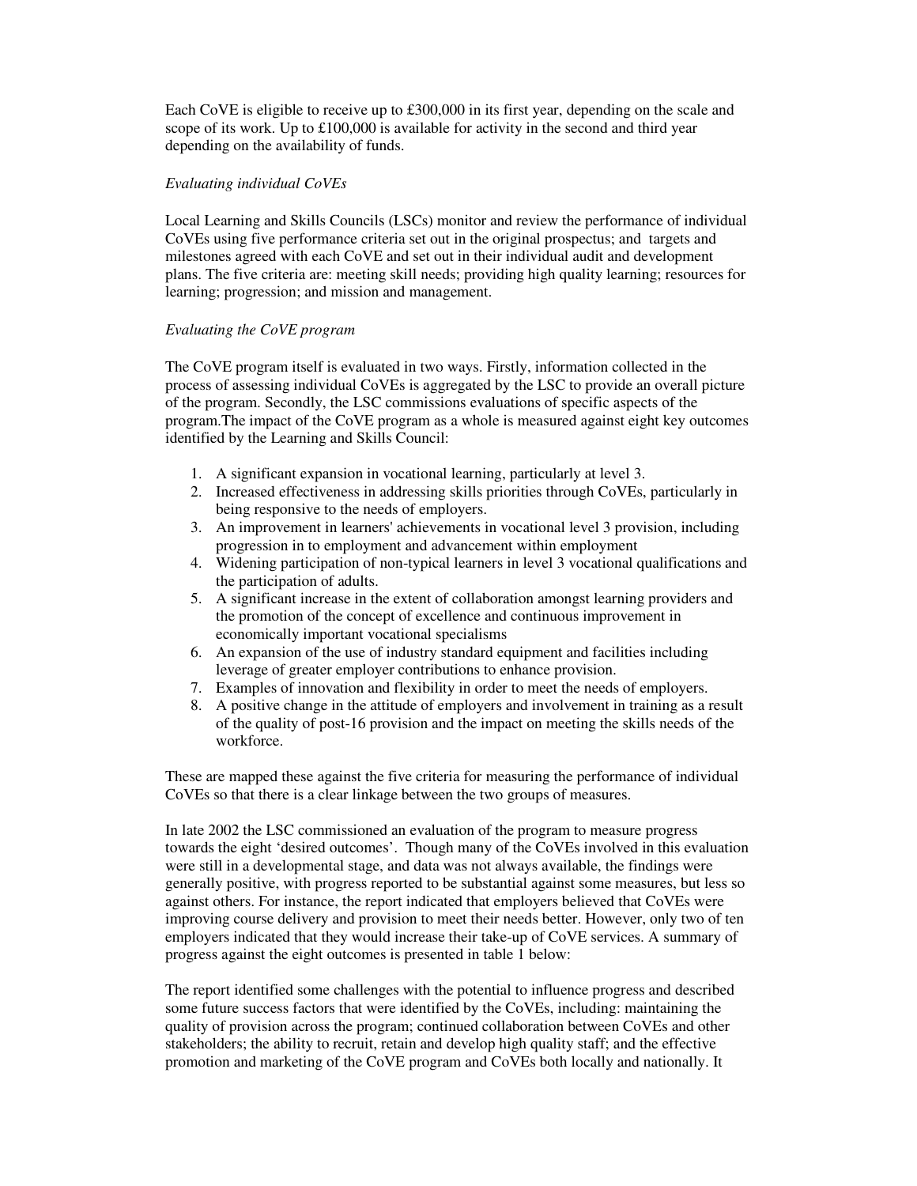Each CoVE is eligible to receive up to £300,000 in its first year, depending on the scale and scope of its work. Up to £100,000 is available for activity in the second and third year depending on the availability of funds.

*Evaluating individual CoVEs*

Local Learning and Skills Councils (LSCs) monitor and review the performance of individual CoVEs using five performance criteria set out in the original prospectus; and targets and milestones agreed with each CoVE and set out in their individual audit and development plans. The five criteria are: meeting skill needs; providing high quality learning; resources for learning; progression; and mission and management.

*Evaluating the CoVE program*

The CoVE program itself is evaluated in two ways. Firstly, information collected in the process of assessing individual CoVEs is aggregated by the LSC to provide an overall picture of the program. Secondly, the LSC commissions evaluations of specific aspects of the program.The impact of the CoVE program as a whole is measured against eight key outcomes identified by the Learning and Skills Council:

1. A significant expansion in vocational learning, particularly at level 3.
2. Increased effectiveness in addressing skills priorities through CoVEs, particularly in being responsive to the needs of employers.
3. An improvement in learners' achievements in vocational level 3 provision, including progression in to employment and advancement within employment
4. Widening participation of non-typical learners in level 3 vocational qualifications and the participation of adults.
5. A significant increase in the extent of collaboration amongst learning providers and the promotion of the concept of excellence and continuous improvement in economically important vocational specialisms
6. An expansion of the use of industry standard equipment and facilities including leverage of greater employer contributions to enhance provision.
7. Examples of innovation and flexibility in order to meet the needs of employers.
8. A positive change in the attitude of employers and involvement in training as a result of the quality of post-16 provision and the impact on meeting the skills needs of the workforce.

These are mapped these against the five criteria for measuring the performance of individual CoVEs so that there is a clear linkage between the two groups of measures.

In late 2002 the LSC commissioned an evaluation of the program to measure progress towards the eight 'desired outcomes'. Though many of the CoVEs involved in this evaluation were still in a developmental stage, and data was not always available, the findings were generally positive, with progress reported to be substantial against some measures, but less so against others. For instance, the report indicated that employers believed that CoVEs were improving course delivery and provision to meet their needs better. However, only two of ten employers indicated that they would increase their take-up of CoVE services. A summary of progress against the eight outcomes is presented in table 1 below:

The report identified some challenges with the potential to influence progress and described some future success factors that were identified by the CoVEs, including: maintaining the quality of provision across the program; continued collaboration between CoVEs and other stakeholders; the ability to recruit, retain and develop high quality staff; and the effective promotion and marketing of the CoVE program and CoVEs both locally and nationally. It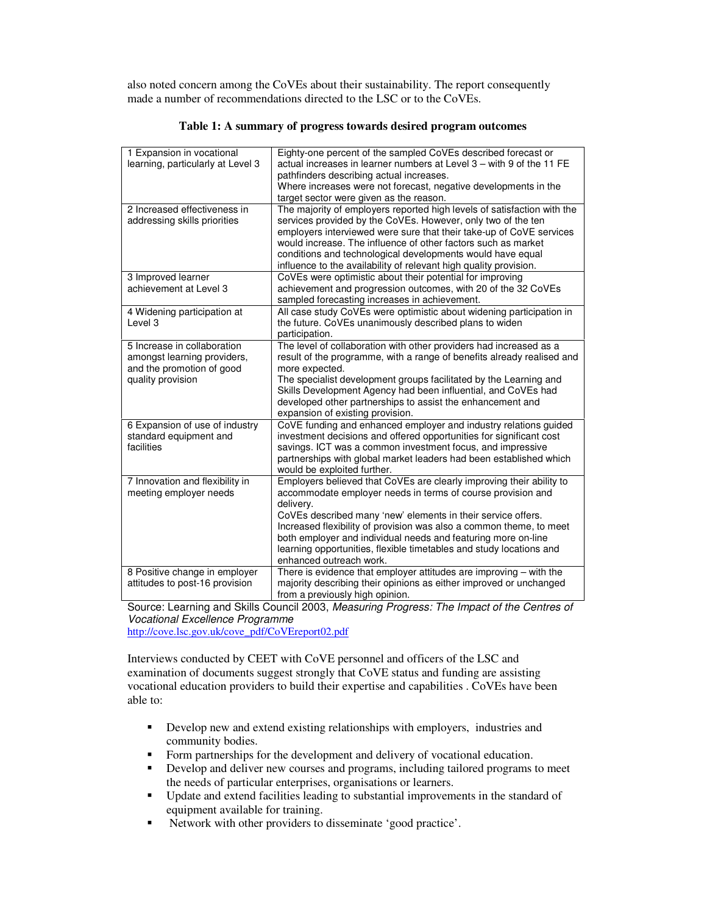also noted concern among the CoVEs about their sustainability. The report consequently made a number of recommendations directed to the LSC or to the CoVEs.

**Table 1: A summary of progress towards desired program outcomes**

| | |
|---|---|
| 1 Expansion in vocational learning, particularly at Level 3 | Eighty-one percent of the sampled CoVEs described forecast or actual increases in learner numbers at Level 3 – with 9 of the 11 FE pathfinders describing actual increases.<br>Where increases were not forecast, negative developments in the target sector were given as the reason. |
| 2 Increased effectiveness in addressing skills priorities | The majority of employers reported high levels of satisfaction with the services provided by the CoVEs. However, only two of the ten employers interviewed were sure that their take-up of CoVE services would increase. The influence of other factors such as market conditions and technological developments would have equal influence to the availability of relevant high quality provision. |
| 3 Improved learner achievement at Level 3 | CoVEs were optimistic about their potential for improving achievement and progression outcomes, with 20 of the 32 CoVEs sampled forecasting increases in achievement. |
| 4 Widening participation at Level 3 | All case study CoVEs were optimistic about widening participation in the future. CoVEs unanimously described plans to widen participation. |
| 5 Increase in collaboration amongst learning providers, and the promotion of good quality provision | The level of collaboration with other providers had increased as a result of the programme, with a range of benefits already realised and more expected.<br>The specialist development groups facilitated by the Learning and Skills Development Agency had been influential, and CoVEs had developed other partnerships to assist the enhancement and expansion of existing provision. |
| 6 Expansion of use of industry standard equipment and facilities | CoVE funding and enhanced employer and industry relations guided investment decisions and offered opportunities for significant cost savings. ICT was a common investment focus, and impressive partnerships with global market leaders had been established which would be exploited further. |
| 7 Innovation and flexibility in meeting employer needs | Employers believed that CoVEs are clearly improving their ability to accommodate employer needs in terms of course provision and delivery.<br>CoVEs described many 'new' elements in their service offers. Increased flexibility of provision was also a common theme, to meet both employer and individual needs and featuring more on-line learning opportunities, flexible timetables and study locations and enhanced outreach work. |
| 8 Positive change in employer attitudes to post-16 provision | There is evidence that employer attitudes are improving – with the majority describing their opinions as either improved or unchanged from a previously high opinion. |

Source: Learning and Skills Council 2003, *Measuring Progress: The Impact of the Centres of Vocational Excellence Programme*
http://cove.lsc.gov.uk/cove_pdf/CoVEreport02.pdf

Interviews conducted by CEET with CoVE personnel and officers of the LSC and examination of documents suggest strongly that CoVE status and funding are assisting vocational education providers to build their expertise and capabilities . CoVEs have been able to:

- Develop new and extend existing relationships with employers, industries and community bodies.
- Form partnerships for the development and delivery of vocational education.
- Develop and deliver new courses and programs, including tailored programs to meet the needs of particular enterprises, organisations or learners.
- Update and extend facilities leading to substantial improvements in the standard of equipment available for training.
- Network with other providers to disseminate 'good practice'.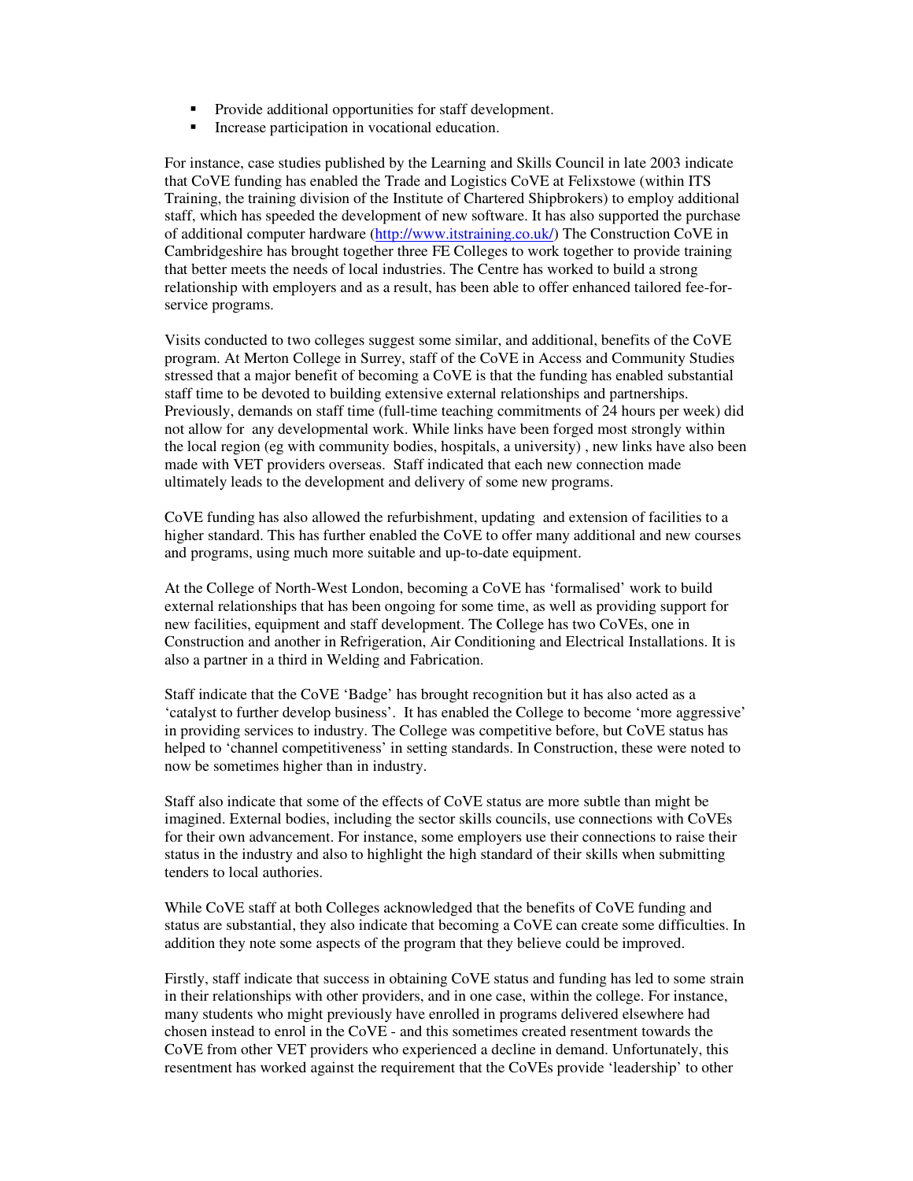- Provide additional opportunities for staff development.
- Increase participation in vocational education.

For instance, case studies published by the Learning and Skills Council in late 2003 indicate that CoVE funding has enabled the Trade and Logistics CoVE at Felixstowe (within ITS Training, the training division of the Institute of Chartered Shipbrokers) to employ additional staff, which has speeded the development of new software. It has also supported the purchase of additional computer hardware (http://www.itstraining.co.uk/) The Construction CoVE in Cambridgeshire has brought together three FE Colleges to work together to provide training that better meets the needs of local industries. The Centre has worked to build a strong relationship with employers and as a result, has been able to offer enhanced tailored fee-for-service programs.

Visits conducted to two colleges suggest some similar, and additional, benefits of the CoVE program. At Merton College in Surrey, staff of the CoVE in Access and Community Studies stressed that a major benefit of becoming a CoVE is that the funding has enabled substantial staff time to be devoted to building extensive external relationships and partnerships. Previously, demands on staff time (full-time teaching commitments of 24 hours per week) did not allow for any developmental work. While links have been forged most strongly within the local region (eg with community bodies, hospitals, a university) , new links have also been made with VET providers overseas. Staff indicated that each new connection made ultimately leads to the development and delivery of some new programs.

CoVE funding has also allowed the refurbishment, updating and extension of facilities to a higher standard. This has further enabled the CoVE to offer many additional and new courses and programs, using much more suitable and up-to-date equipment.

At the College of North-West London, becoming a CoVE has 'formalised' work to build external relationships that has been ongoing for some time, as well as providing support for new facilities, equipment and staff development. The College has two CoVEs, one in Construction and another in Refrigeration, Air Conditioning and Electrical Installations. It is also a partner in a third in Welding and Fabrication.

Staff indicate that the CoVE 'Badge' has brought recognition but it has also acted as a 'catalyst to further develop business'. It has enabled the College to become 'more aggressive' in providing services to industry. The College was competitive before, but CoVE status has helped to 'channel competitiveness' in setting standards. In Construction, these were noted to now be sometimes higher than in industry.

Staff also indicate that some of the effects of CoVE status are more subtle than might be imagined. External bodies, including the sector skills councils, use connections with CoVEs for their own advancement. For instance, some employers use their connections to raise their status in the industry and also to highlight the high standard of their skills when submitting tenders to local authorities.

While CoVE staff at both Colleges acknowledged that the benefits of CoVE funding and status are substantial, they also indicate that becoming a CoVE can create some difficulties. In addition they note some aspects of the program that they believe could be improved.

Firstly, staff indicate that success in obtaining CoVE status and funding has led to some strain in their relationships with other providers, and in one case, within the college. For instance, many students who might previously have enrolled in programs delivered elsewhere had chosen instead to enrol in the CoVE - and this sometimes created resentment towards the CoVE from other VET providers who experienced a decline in demand. Unfortunately, this resentment has worked against the requirement that the CoVEs provide 'leadership' to other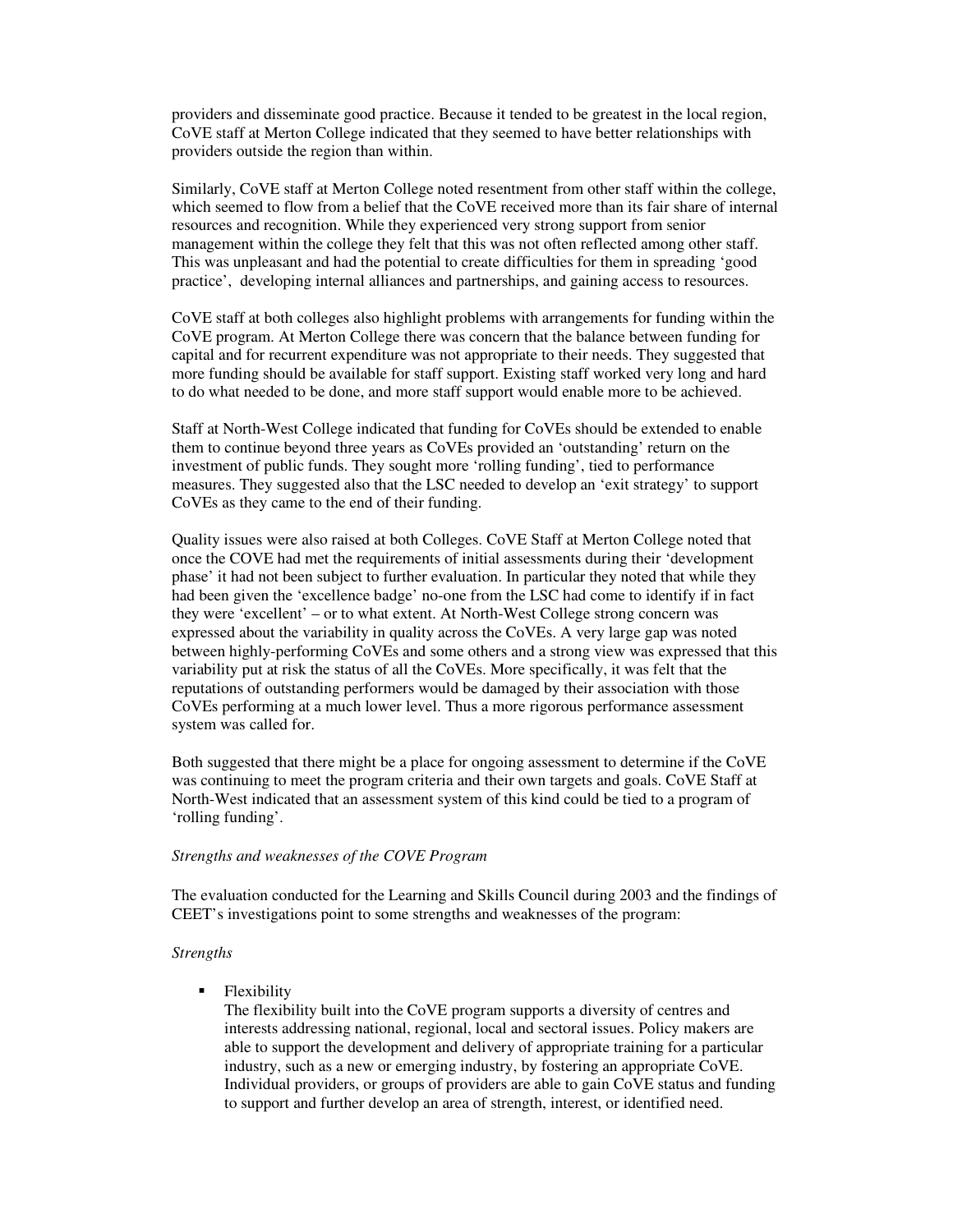providers and disseminate good practice. Because it tended to be greatest in the local region, CoVE staff at Merton College indicated that they seemed to have better relationships with providers outside the region than within.

Similarly, CoVE staff at Merton College noted resentment from other staff within the college, which seemed to flow from a belief that the CoVE received more than its fair share of internal resources and recognition. While they experienced very strong support from senior management within the college they felt that this was not often reflected among other staff. This was unpleasant and had the potential to create difficulties for them in spreading 'good practice', developing internal alliances and partnerships, and gaining access to resources.

CoVE staff at both colleges also highlight problems with arrangements for funding within the CoVE program. At Merton College there was concern that the balance between funding for capital and for recurrent expenditure was not appropriate to their needs. They suggested that more funding should be available for staff support. Existing staff worked very long and hard to do what needed to be done, and more staff support would enable more to be achieved.

Staff at North-West College indicated that funding for CoVEs should be extended to enable them to continue beyond three years as CoVEs provided an 'outstanding' return on the investment of public funds. They sought more 'rolling funding', tied to performance measures. They suggested also that the LSC needed to develop an 'exit strategy' to support CoVEs as they came to the end of their funding.

Quality issues were also raised at both Colleges. CoVE Staff at Merton College noted that once the COVE had met the requirements of initial assessments during their 'development phase' it had not been subject to further evaluation. In particular they noted that while they had been given the 'excellence badge' no-one from the LSC had come to identify if in fact they were 'excellent' – or to what extent. At North-West College strong concern was expressed about the variability in quality across the CoVEs. A very large gap was noted between highly-performing CoVEs and some others and a strong view was expressed that this variability put at risk the status of all the CoVEs. More specifically, it was felt that the reputations of outstanding performers would be damaged by their association with those CoVEs performing at a much lower level. Thus a more rigorous performance assessment system was called for.

Both suggested that there might be a place for ongoing assessment to determine if the CoVE was continuing to meet the program criteria and their own targets and goals. CoVE Staff at North-West indicated that an assessment system of this kind could be tied to a program of 'rolling funding'.

*Strengths and weaknesses of the COVE Program*

The evaluation conducted for the Learning and Skills Council during 2003 and the findings of CEET's investigations point to some strengths and weaknesses of the program:

*Strengths*

- Flexibility
  The flexibility built into the CoVE program supports a diversity of centres and interests addressing national, regional, local and sectoral issues. Policy makers are able to support the development and delivery of appropriate training for a particular industry, such as a new or emerging industry, by fostering an appropriate CoVE. Individual providers, or groups of providers are able to gain CoVE status and funding to support and further develop an area of strength, interest, or identified need.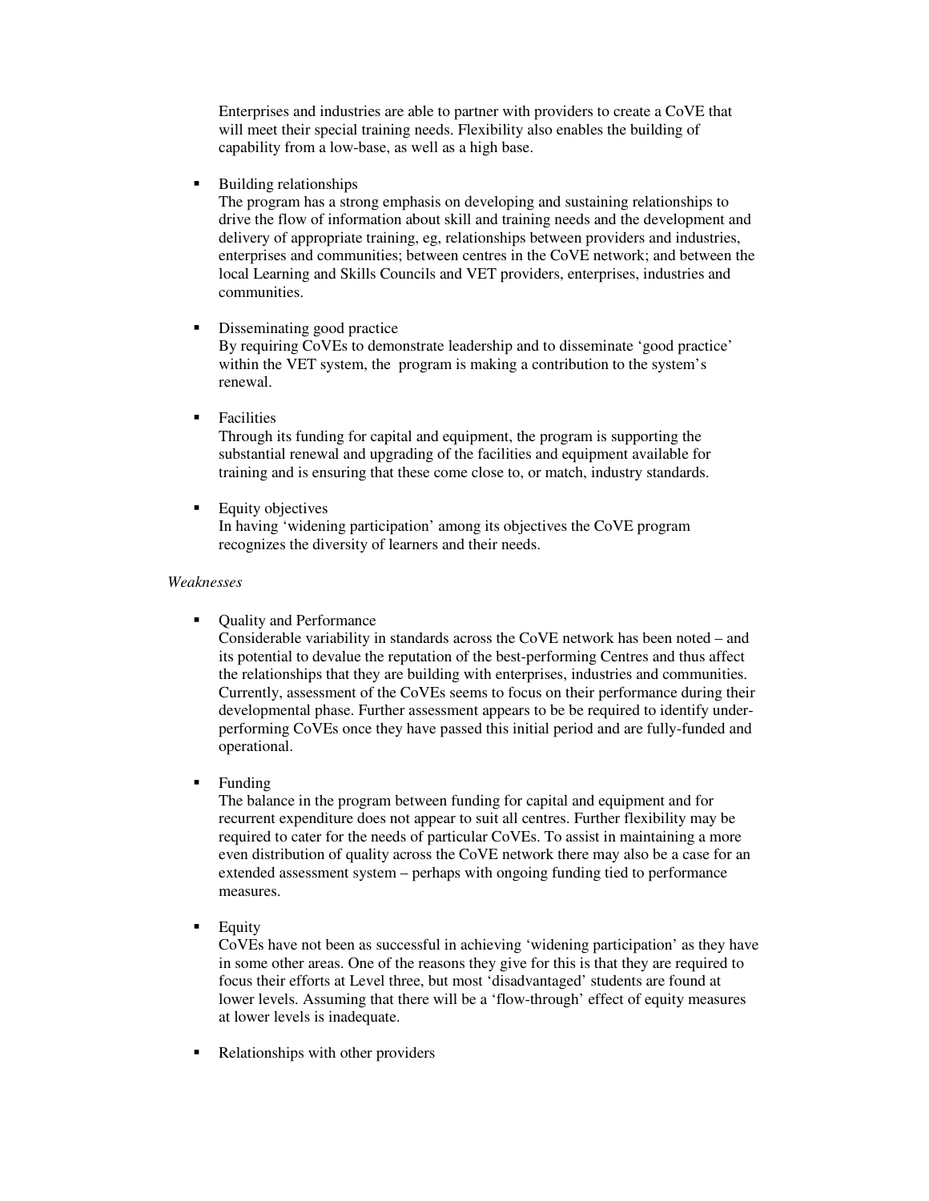Enterprises and industries are able to partner with providers to create a CoVE that will meet their special training needs. Flexibility also enables the building of capability from a low-base, as well as a high base.

- Building relationships
  The program has a strong emphasis on developing and sustaining relationships to drive the flow of information about skill and training needs and the development and delivery of appropriate training, eg, relationships between providers and industries, enterprises and communities; between centres in the CoVE network; and between the local Learning and Skills Councils and VET providers, enterprises, industries and communities.

- Disseminating good practice
  By requiring CoVEs to demonstrate leadership and to disseminate 'good practice' within the VET system, the program is making a contribution to the system's renewal.

- Facilities
  Through its funding for capital and equipment, the program is supporting the substantial renewal and upgrading of the facilities and equipment available for training and is ensuring that these come close to, or match, industry standards.

- Equity objectives
  In having 'widening participation' among its objectives the CoVE program recognizes the diversity of learners and their needs.

*Weaknesses*

- Quality and Performance
  Considerable variability in standards across the CoVE network has been noted – and its potential to devalue the reputation of the best-performing Centres and thus affect the relationships that they are building with enterprises, industries and communities. Currently, assessment of the CoVEs seems to focus on their performance during their developmental phase. Further assessment appears to be be required to identify under-performing CoVEs once they have passed this initial period and are fully-funded and operational.

- Funding
  The balance in the program between funding for capital and equipment and for recurrent expenditure does not appear to suit all centres. Further flexibility may be required to cater for the needs of particular CoVEs. To assist in maintaining a more even distribution of quality across the CoVE network there may also be a case for an extended assessment system – perhaps with ongoing funding tied to performance measures.

- Equity
  CoVEs have not been as successful in achieving 'widening participation' as they have in some other areas. One of the reasons they give for this is that they are required to focus their efforts at Level three, but most 'disadvantaged' students are found at lower levels. Assuming that there will be a 'flow-through' effect of equity measures at lower levels is inadequate.

- Relationships with other providers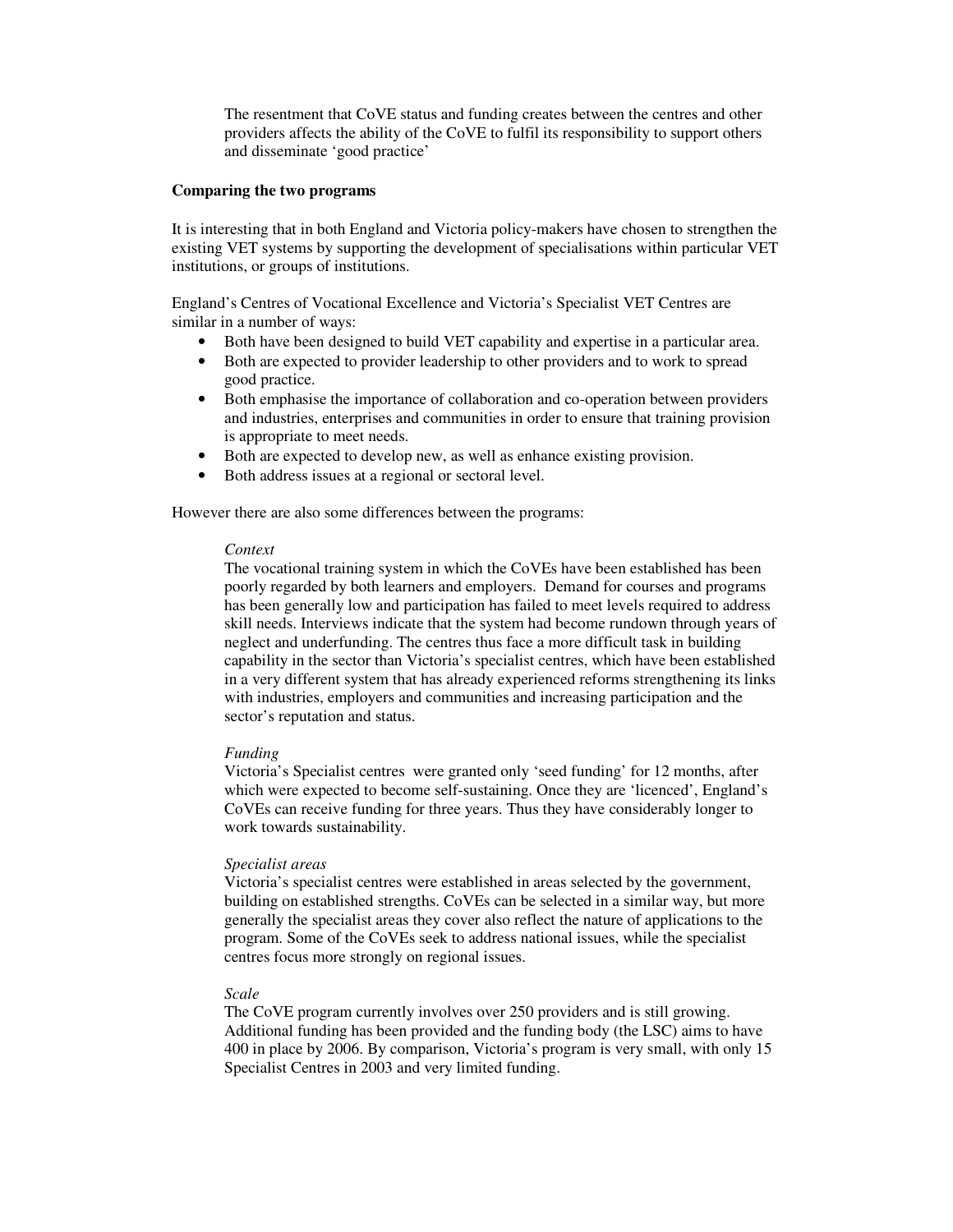The resentment that CoVE status and funding creates between the centres and other providers affects the ability of the CoVE to fulfil its responsibility to support others and disseminate 'good practice'

**Comparing the two programs**

It is interesting that in both England and Victoria policy-makers have chosen to strengthen the existing VET systems by supporting the development of specialisations within particular VET institutions, or groups of institutions.

England's Centres of Vocational Excellence and Victoria's Specialist VET Centres are similar in a number of ways:

- Both have been designed to build VET capability and expertise in a particular area.
- Both are expected to provider leadership to other providers and to work to spread good practice.
- Both emphasise the importance of collaboration and co-operation between providers and industries, enterprises and communities in order to ensure that training provision is appropriate to meet needs.
- Both are expected to develop new, as well as enhance existing provision.
- Both address issues at a regional or sectoral level.

However there are also some differences between the programs:

*Context*
The vocational training system in which the CoVEs have been established has been poorly regarded by both learners and employers. Demand for courses and programs has been generally low and participation has failed to meet levels required to address skill needs. Interviews indicate that the system had become rundown through years of neglect and underfunding. The centres thus face a more difficult task in building capability in the sector than Victoria's specialist centres, which have been established in a very different system that has already experienced reforms strengthening its links with industries, employers and communities and increasing participation and the sector's reputation and status.

*Funding*
Victoria's Specialist centres were granted only 'seed funding' for 12 months, after which were expected to become self-sustaining. Once they are 'licenced', England's CoVEs can receive funding for three years. Thus they have considerably longer to work towards sustainability.

*Specialist areas*
Victoria's specialist centres were established in areas selected by the government, building on established strengths. CoVEs can be selected in a similar way, but more generally the specialist areas they cover also reflect the nature of applications to the program. Some of the CoVEs seek to address national issues, while the specialist centres focus more strongly on regional issues.

*Scale*
The CoVE program currently involves over 250 providers and is still growing. Additional funding has been provided and the funding body (the LSC) aims to have 400 in place by 2006. By comparison, Victoria's program is very small, with only 15 Specialist Centres in 2003 and very limited funding.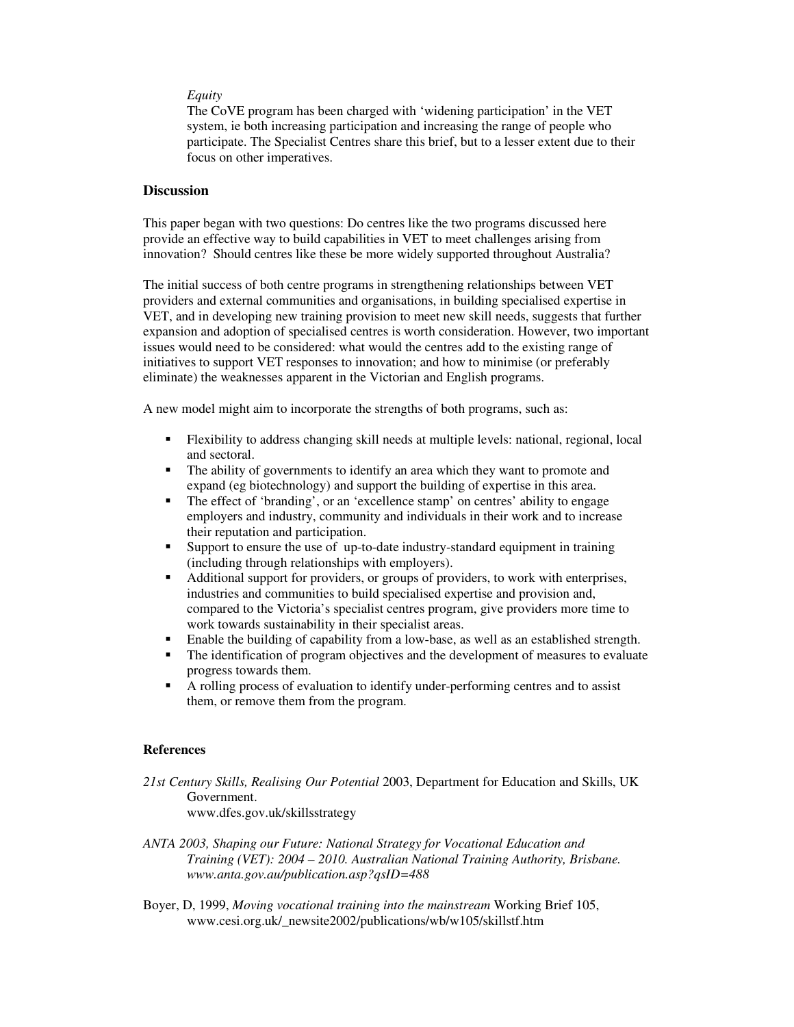*Equity*

The CoVE program has been charged with 'widening participation' in the VET system, ie both increasing participation and increasing the range of people who participate. The Specialist Centres share this brief, but to a lesser extent due to their focus on other imperatives.

## Discussion

This paper began with two questions: Do centres like the two programs discussed here provide an effective way to build capabilities in VET to meet challenges arising from innovation? Should centres like these be more widely supported throughout Australia?

The initial success of both centre programs in strengthening relationships between VET providers and external communities and organisations, in building specialised expertise in VET, and in developing new training provision to meet new skill needs, suggests that further expansion and adoption of specialised centres is worth consideration. However, two important issues would need to be considered: what would the centres add to the existing range of initiatives to support VET responses to innovation; and how to minimise (or preferably eliminate) the weaknesses apparent in the Victorian and English programs.

A new model might aim to incorporate the strengths of both programs, such as:

- Flexibility to address changing skill needs at multiple levels: national, regional, local and sectoral.
- The ability of governments to identify an area which they want to promote and expand (eg biotechnology) and support the building of expertise in this area.
- The effect of 'branding', or an 'excellence stamp' on centres' ability to engage employers and industry, community and individuals in their work and to increase their reputation and participation.
- Support to ensure the use of up-to-date industry-standard equipment in training (including through relationships with employers).
- Additional support for providers, or groups of providers, to work with enterprises, industries and communities to build specialised expertise and provision and, compared to the Victoria's specialist centres program, give providers more time to work towards sustainability in their specialist areas.
- Enable the building of capability from a low-base, as well as an established strength.
- The identification of program objectives and the development of measures to evaluate progress towards them.
- A rolling process of evaluation to identify under-performing centres and to assist them, or remove them from the program.

## References

*21st Century Skills, Realising Our Potential* 2003, Department for Education and Skills, UK Government.
www.dfes.gov.uk/skillsstrategy

*ANTA 2003, Shaping our Future: National Strategy for Vocational Education and Training (VET): 2004 – 2010. Australian National Training Authority, Brisbane. www.anta.gov.au/publication.asp?qsID=488*

Boyer, D, 1999, *Moving vocational training into the mainstream* Working Brief 105, www.cesi.org.uk/_newsite2002/publications/wb/w105/skillstf.htm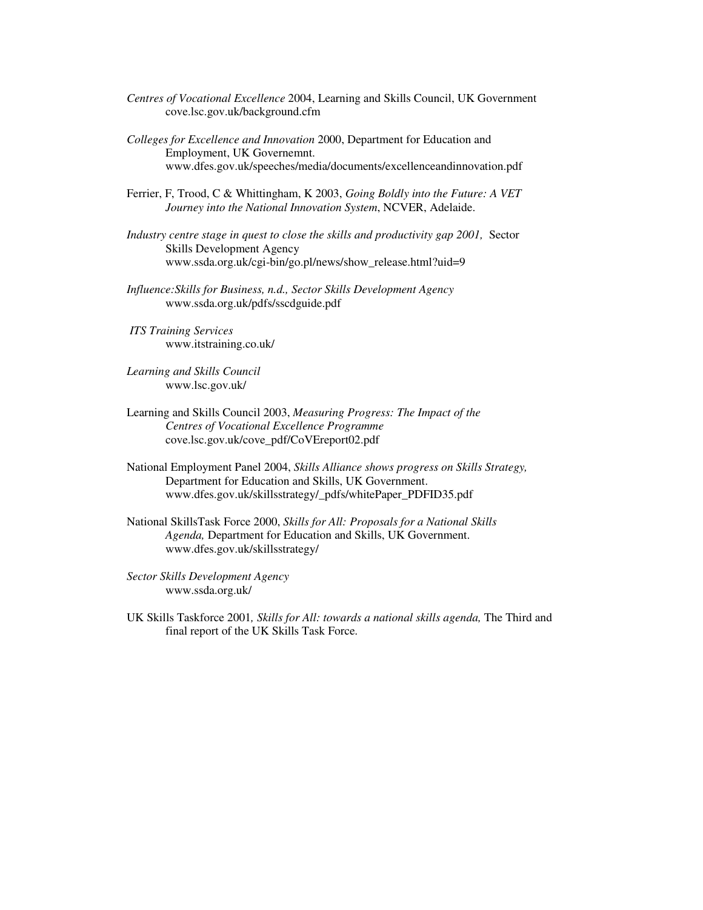*Centres of Vocational Excellence* 2004, Learning and Skills Council, UK Government cove.lsc.gov.uk/background.cfm

*Colleges for Excellence and Innovation* 2000, Department for Education and Employment, UK Governemnt. www.dfes.gov.uk/speeches/media/documents/excellenceandinnovation.pdf

Ferrier, F, Trood, C & Whittingham, K 2003, *Going Boldly into the Future: A VET Journey into the National Innovation System*, NCVER, Adelaide.

*Industry centre stage in quest to close the skills and productivity gap 2001,* Sector Skills Development Agency www.ssda.org.uk/cgi-bin/go.pl/news/show_release.html?uid=9

*Influence:Skills for Business, n.d., Sector Skills Development Agency* www.ssda.org.uk/pdfs/sscdguide.pdf

*ITS Training Services* www.itstraining.co.uk/

*Learning and Skills Council* www.lsc.gov.uk/

Learning and Skills Council 2003, *Measuring Progress: The Impact of the Centres of Vocational Excellence Programme* cove.lsc.gov.uk/cove_pdf/CoVEreport02.pdf

National Employment Panel 2004, *Skills Alliance shows progress on Skills Strategy,* Department for Education and Skills, UK Government. www.dfes.gov.uk/skillsstrategy/_pdfs/whitePaper_PDFID35.pdf

National SkillsTask Force 2000, *Skills for All: Proposals for a National Skills Agenda,* Department for Education and Skills, UK Government. www.dfes.gov.uk/skillsstrategy/

*Sector Skills Development Agency* www.ssda.org.uk/

UK Skills Taskforce 2001*, Skills for All: towards a national skills agenda,* The Third and final report of the UK Skills Task Force.